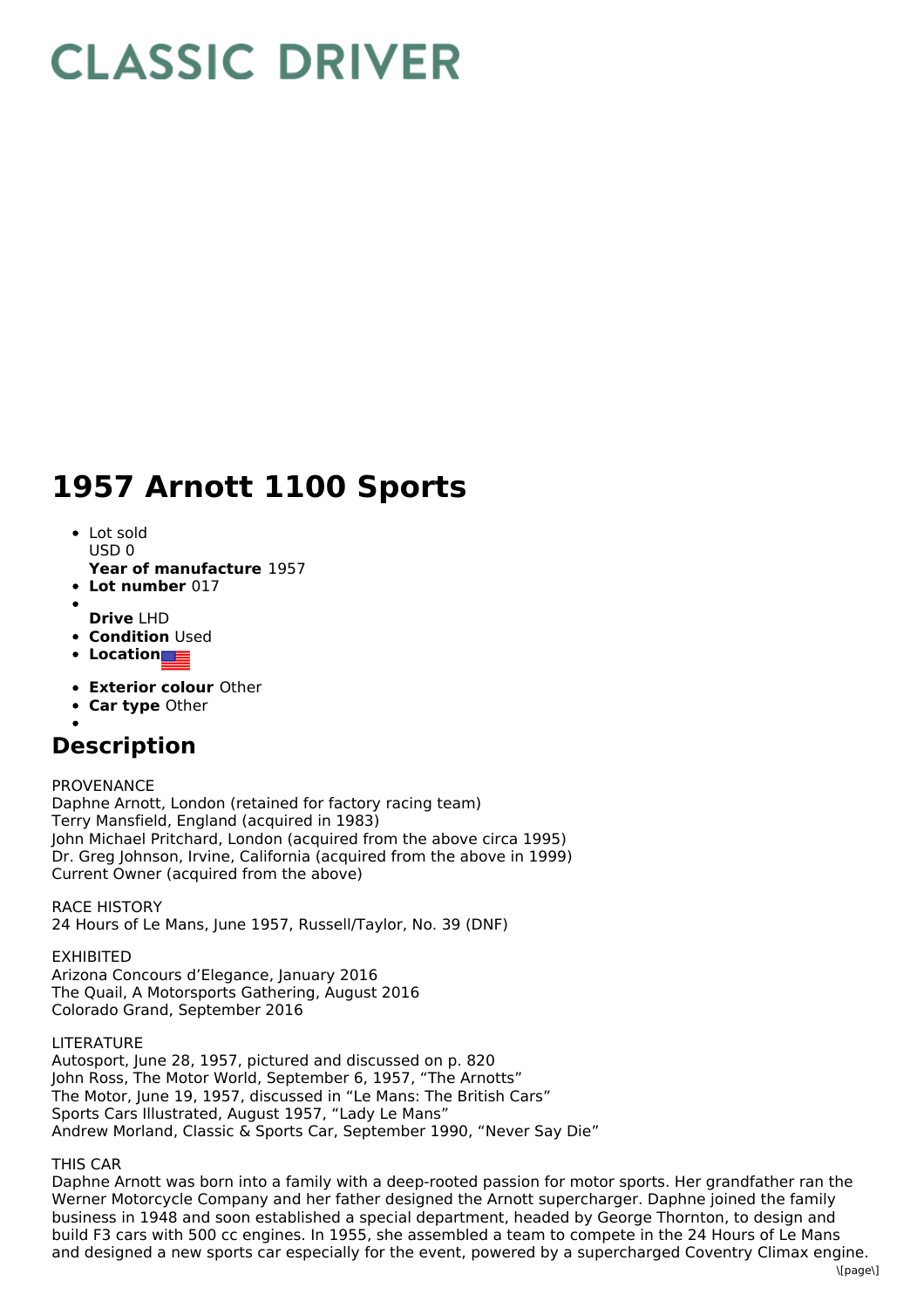# CLASSIC DRIVER

# 1957 Arnott 1100 Sports

- Lot sold
  USD 0
  **Year of manufacture** 1957
- **Lot number** 017
- 
  **Drive** LHD
- **Condition** Used
- **Location**
- **Exterior colour** Other
- **Car type** Other
- 

## Description

PROVENANCE
Daphne Arnott, London (retained for factory racing team)
Terry Mansfield, England (acquired in 1983)
John Michael Pritchard, London (acquired from the above circa 1995)
Dr. Greg Johnson, Irvine, California (acquired from the above in 1999)
Current Owner (acquired from the above)

RACE HISTORY
24 Hours of Le Mans, June 1957, Russell/Taylor, No. 39 (DNF)

EXHIBITED
Arizona Concours d'Elegance, January 2016
The Quail, A Motorsports Gathering, August 2016
Colorado Grand, September 2016

LITERATURE
Autosport, June 28, 1957, pictured and discussed on p. 820
John Ross, The Motor World, September 6, 1957, "The Arnotts"
The Motor, June 19, 1957, discussed in "Le Mans: The British Cars"
Sports Cars Illustrated, August 1957, "Lady Le Mans"
Andrew Morland, Classic & Sports Car, September 1990, "Never Say Die"

THIS CAR
Daphne Arnott was born into a family with a deep-rooted passion for motor sports. Her grandfather ran the Werner Motorcycle Company and her father designed the Arnott supercharger. Daphne joined the family business in 1948 and soon established a special department, headed by George Thornton, to design and build F3 cars with 500 cc engines. In 1955, she assembled a team to compete in the 24 Hours of Le Mans and designed a new sports car especially for the event, powered by a supercharged Coventry Climax engine.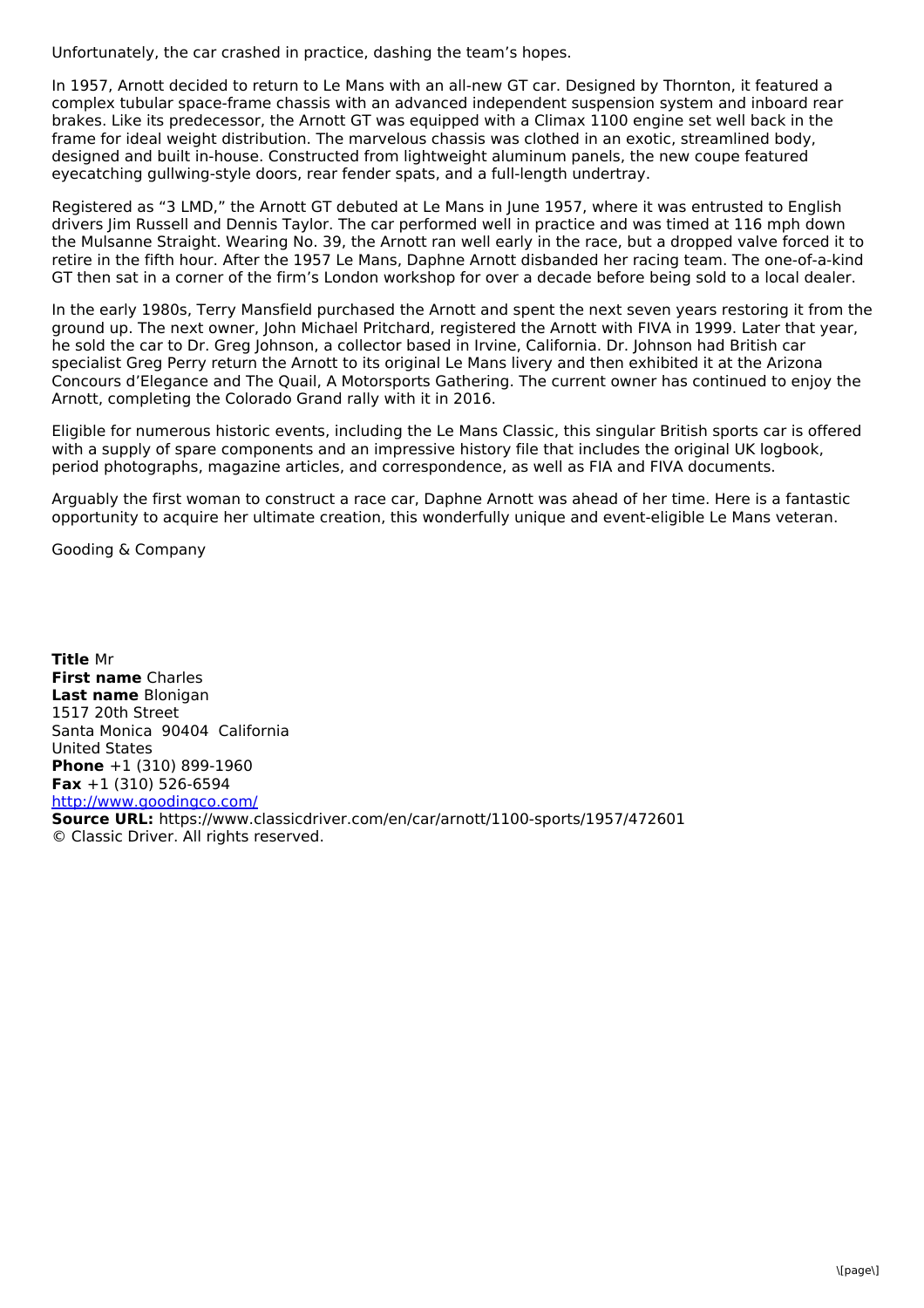Unfortunately, the car crashed in practice, dashing the team's hopes.

In 1957, Arnott decided to return to Le Mans with an all-new GT car. Designed by Thornton, it featured a complex tubular space-frame chassis with an advanced independent suspension system and inboard rear brakes. Like its predecessor, the Arnott GT was equipped with a Climax 1100 engine set well back in the frame for ideal weight distribution. The marvelous chassis was clothed in an exotic, streamlined body, designed and built in-house. Constructed from lightweight aluminum panels, the new coupe featured eyecatching gullwing-style doors, rear fender spats, and a full-length undertray.

Registered as "3 LMD," the Arnott GT debuted at Le Mans in June 1957, where it was entrusted to English drivers Jim Russell and Dennis Taylor. The car performed well in practice and was timed at 116 mph down the Mulsanne Straight. Wearing No. 39, the Arnott ran well early in the race, but a dropped valve forced it to retire in the fifth hour. After the 1957 Le Mans, Daphne Arnott disbanded her racing team. The one-of-a-kind GT then sat in a corner of the firm's London workshop for over a decade before being sold to a local dealer.

In the early 1980s, Terry Mansfield purchased the Arnott and spent the next seven years restoring it from the ground up. The next owner, John Michael Pritchard, registered the Arnott with FIVA in 1999. Later that year, he sold the car to Dr. Greg Johnson, a collector based in Irvine, California. Dr. Johnson had British car specialist Greg Perry return the Arnott to its original Le Mans livery and then exhibited it at the Arizona Concours d'Elegance and The Quail, A Motorsports Gathering. The current owner has continued to enjoy the Arnott, completing the Colorado Grand rally with it in 2016.

Eligible for numerous historic events, including the Le Mans Classic, this singular British sports car is offered with a supply of spare components and an impressive history file that includes the original UK logbook, period photographs, magazine articles, and correspondence, as well as FIA and FIVA documents.

Arguably the first woman to construct a race car, Daphne Arnott was ahead of her time. Here is a fantastic opportunity to acquire her ultimate creation, this wonderfully unique and event-eligible Le Mans veteran.

Gooding & Company

**Title** Mr
**First name** Charles
**Last name** Blonigan
1517 20th Street
Santa Monica 90404 California
United States
**Phone** +1 (310) 899-1960
**Fax** +1 (310) 526-6594
http://www.goodingco.com/
**Source URL:** https://www.classicdriver.com/en/car/arnott/1100-sports/1957/472601
© Classic Driver. All rights reserved.